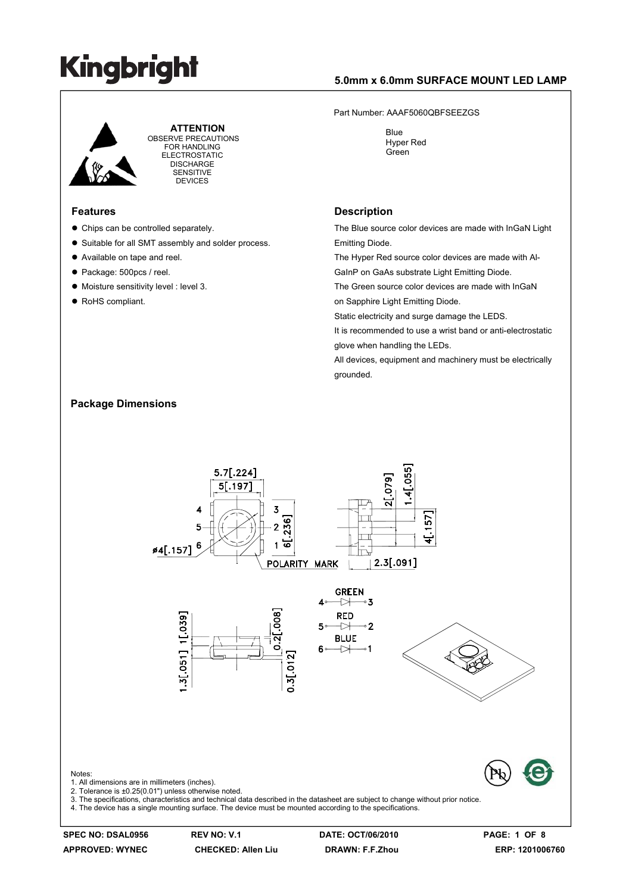# Kingbright

## 5.0mm x 6.0mm SURFACE MOUNT LED LAMP

**ATTENTION**
OBSERVE PRECAUTIONS FOR HANDLING ELECTROSTATIC DISCHARGE SENSITIVE DEVICES

Part Number: AAAF5060QBFSEEZGS

Blue
Hyper Red
Green

## Features

- Chips can be controlled separately.
- Suitable for all SMT assembly and solder process.
- Available on tape and reel.
- Package: 500pcs / reel.
- Moisture sensitivity level : level 3.
- RoHS compliant.

## Description

The Blue source color devices are made with InGaN Light Emitting Diode.
The Hyper Red source color devices are made with Al-GaInP on GaAs substrate Light Emitting Diode.
The Green source color devices are made with InGaN on Sapphire Light Emitting Diode.
Static electricity and surge damage the LEDS.
It is recommended to use a wrist band or anti-electrostatic glove when handling the LEDs.
All devices, equipment and machinery must be electrically grounded.

## Package Dimensions

Notes:
1. All dimensions are in millimeters (inches).
2. Tolerance is ±0.25(0.01") unless otherwise noted.
3. The specifications, characteristics and technical data described in the datasheet are subject to change without prior notice.
4. The device has a single mounting surface. The device must be mounted according to the specifications.

| SPEC NO: DSAL0956 | REV NO: V.1 | DATE: OCT/06/2010 | |
|---|---|---|---|
| APPROVED: WYNEC | CHECKED: Allen Liu | DRAWN: F.F.Zhou | ERP: 1201006760 |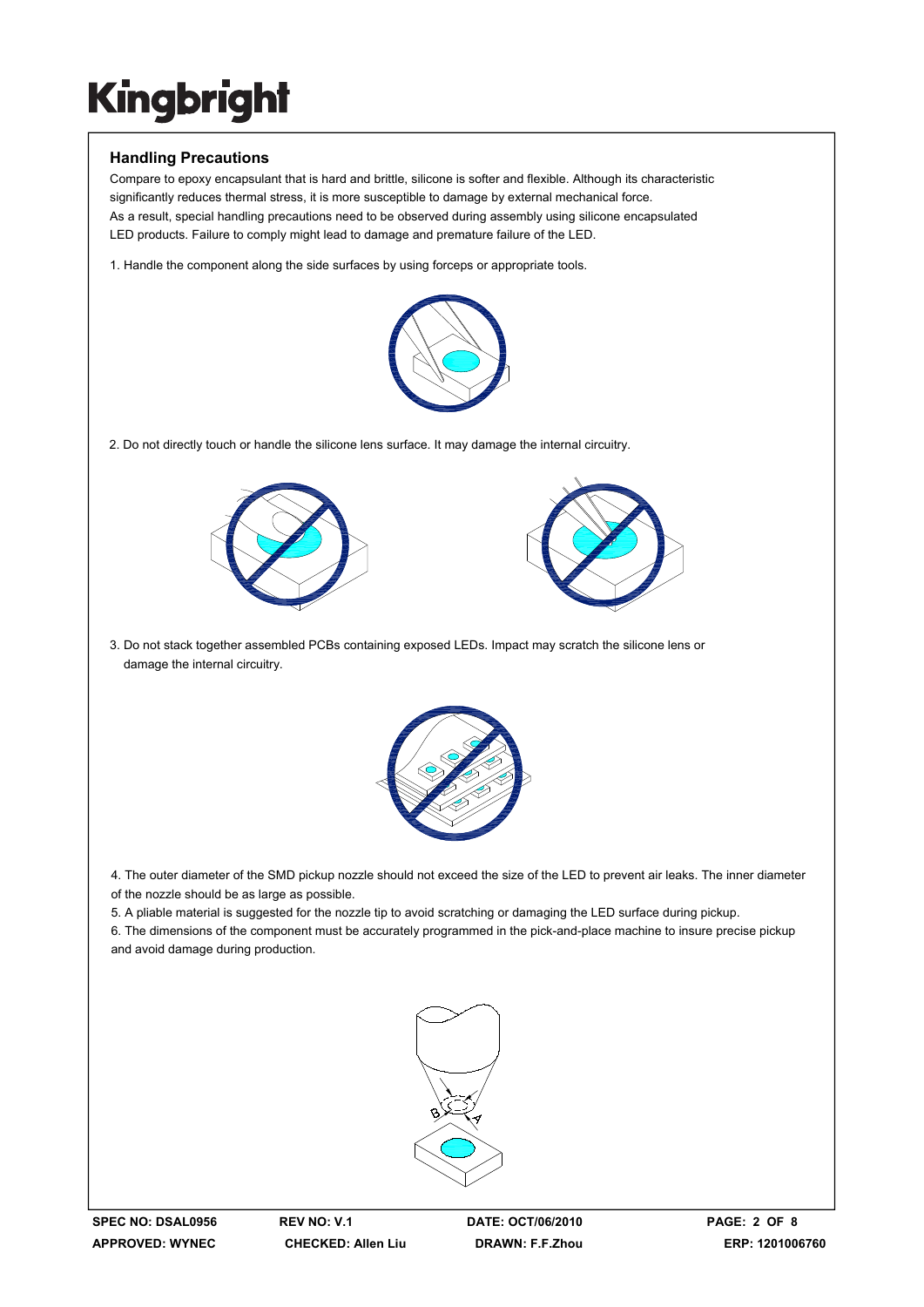## Handling Precautions

Compare to epoxy encapsulant that is hard and brittle, silicone is softer and flexible. Although its characteristic significantly reduces thermal stress, it is more susceptible to damage by external mechanical force. As a result, special handling precautions need to be observed during assembly using silicone encapsulated LED products. Failure to comply might lead to damage and premature failure of the LED.

1. Handle the component along the side surfaces by using forceps or appropriate tools.

2. Do not directly touch or handle the silicone lens surface. It may damage the internal circuitry.

3. Do not stack together assembled PCBs containing exposed LEDs. Impact may scratch the silicone lens or damage the internal circuitry.

4. The outer diameter of the SMD pickup nozzle should not exceed the size of the LED to prevent air leaks. The inner diameter of the nozzle should be as large as possible.

5. A pliable material is suggested for the nozzle tip to avoid scratching or damaging the LED surface during pickup.

6. The dimensions of the component must be accurately programmed in the pick-and-place machine to insure precise pickup and avoid damage during production.

| SPEC NO: DSAL0956 | REV NO: V.1 | DATE: OCT/06/2010 | |
|---|---|---|---|
| APPROVED: WYNEC | CHECKED: Allen Liu | DRAWN: F.F.Zhou | ERP: 1201006760 |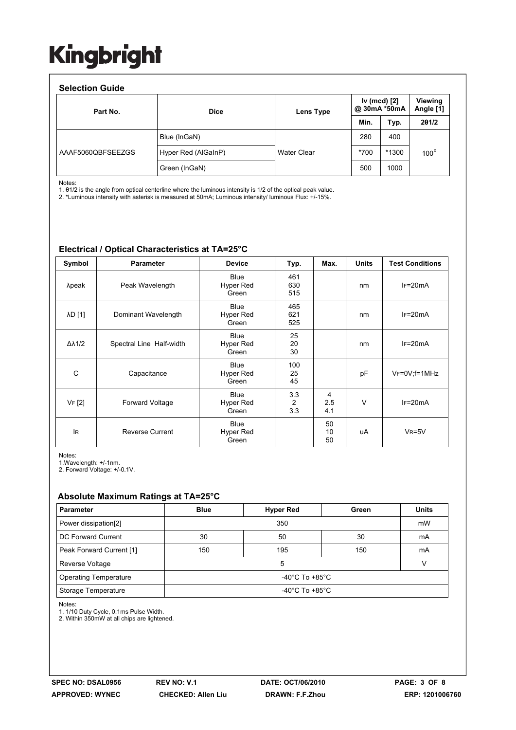### Selection Guide

| Part No. | Dice | Lens Type | Iv (mcd) [2] @ 30mA *50mA | | Viewing Angle [1] |
|---|---|---|---|---|---|
| | | | Min. | Typ. | 2θ1/2 |
| AAAF5060QBFSEEZGS | Blue (InGaN) | Water Clear | 280 | 400 | 100° |
| | Hyper Red (AlGaInP) | | *700 | *1300 | |
| | Green (InGaN) | | 500 | 1000 | |

Notes:
1. θ1/2 is the angle from optical centerline where the luminous intensity is 1/2 of the optical peak value.
2. *Luminous intensity with asterisk is measured at 50mA; Luminous intensity/ luminous Flux: +/-15%.

### Electrical / Optical Characteristics at TA=25°C

| Symbol | Parameter | Device | Typ. | Max. | Units | Test Conditions |
|---|---|---|---|---|---|---|
| λpeak | Peak Wavelength | Blue<br>Hyper Red<br>Green | 461<br>630<br>515 | | nm | IF=20mA |
| λD [1] | Dominant Wavelength | Blue<br>Hyper Red<br>Green | 465<br>621<br>525 | | nm | IF=20mA |
| Δλ1/2 | Spectral Line Half-width | Blue<br>Hyper Red<br>Green | 25<br>20<br>30 | | nm | IF=20mA |
| C | Capacitance | Blue<br>Hyper Red<br>Green | 100<br>25<br>45 | | pF | VF=0V;f=1MHz |
| VF [2] | Forward Voltage | Blue<br>Hyper Red<br>Green | 3.3<br>2<br>3.3 | 4<br>2.5<br>4.1 | V | IF=20mA |
| IR | Reverse Current | Blue<br>Hyper Red<br>Green | | 50<br>10<br>50 | uA | VR=5V |

Notes:
1.Wavelength: +/-1nm.
2. Forward Voltage: +/-0.1V.

### Absolute Maximum Ratings at TA=25°C

| Parameter | Blue | Hyper Red | Green | Units |
|---|---|---|---|---|
| Power dissipation[2] | | 350 | | mW |
| DC Forward Current | 30 | 50 | 30 | mA |
| Peak Forward Current [1] | 150 | 195 | 150 | mA |
| Reverse Voltage | | 5 | | V |
| Operating Temperature | | -40°C To +85°C | | |
| Storage Temperature | | -40°C To +85°C | | |

Notes:
1. 1/10 Duty Cycle, 0.1ms Pulse Width.
2. Within 350mW at all chips are lightened.

SPEC NO: DSAL0956 | REV NO: V.1 | DATE: OCT/06/2010 | APPROVED: WYNEC | CHECKED: Allen Liu | DRAWN: F.F.Zhou | ERP: 1201006760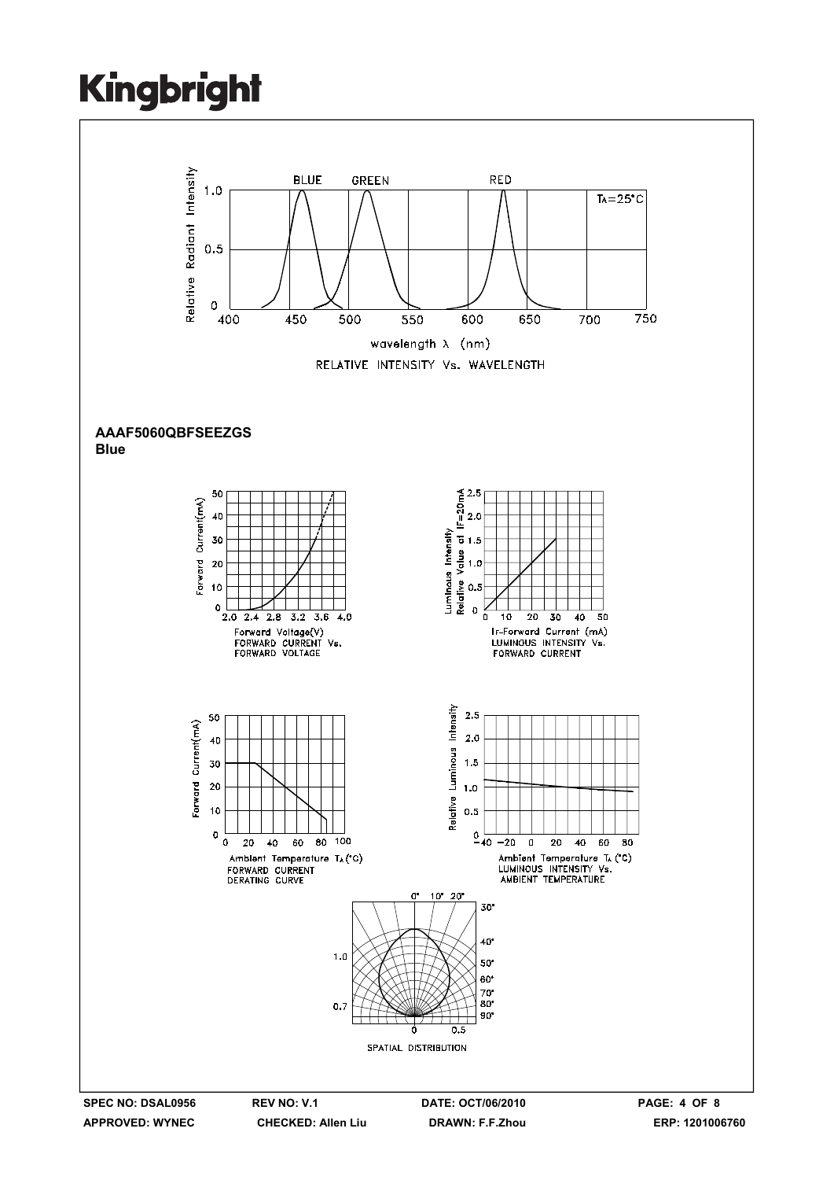RELATIVE INTENSITY Vs. WAVELENGTH

**AAAF5060QBFSEEZGS**
**Blue**

FORWARD CURRENT Vs. FORWARD VOLTAGE

LUMINOUS INTENSITY Vs. FORWARD CURRENT

FORWARD CURRENT DERATING CURVE

LUMINOUS INTENSITY Vs. AMBIENT TEMPERATURE

SPATIAL DISTRIBUTION

| SPEC NO: DSAL0956 | REV NO: V.1 | DATE: OCT/06/2010 | PAGE: 4 OF 8 |
|---|---|---|---|
| APPROVED: WYNEC | CHECKED: Allen Liu | DRAWN: F.F.Zhou | ERP: 1201006760 |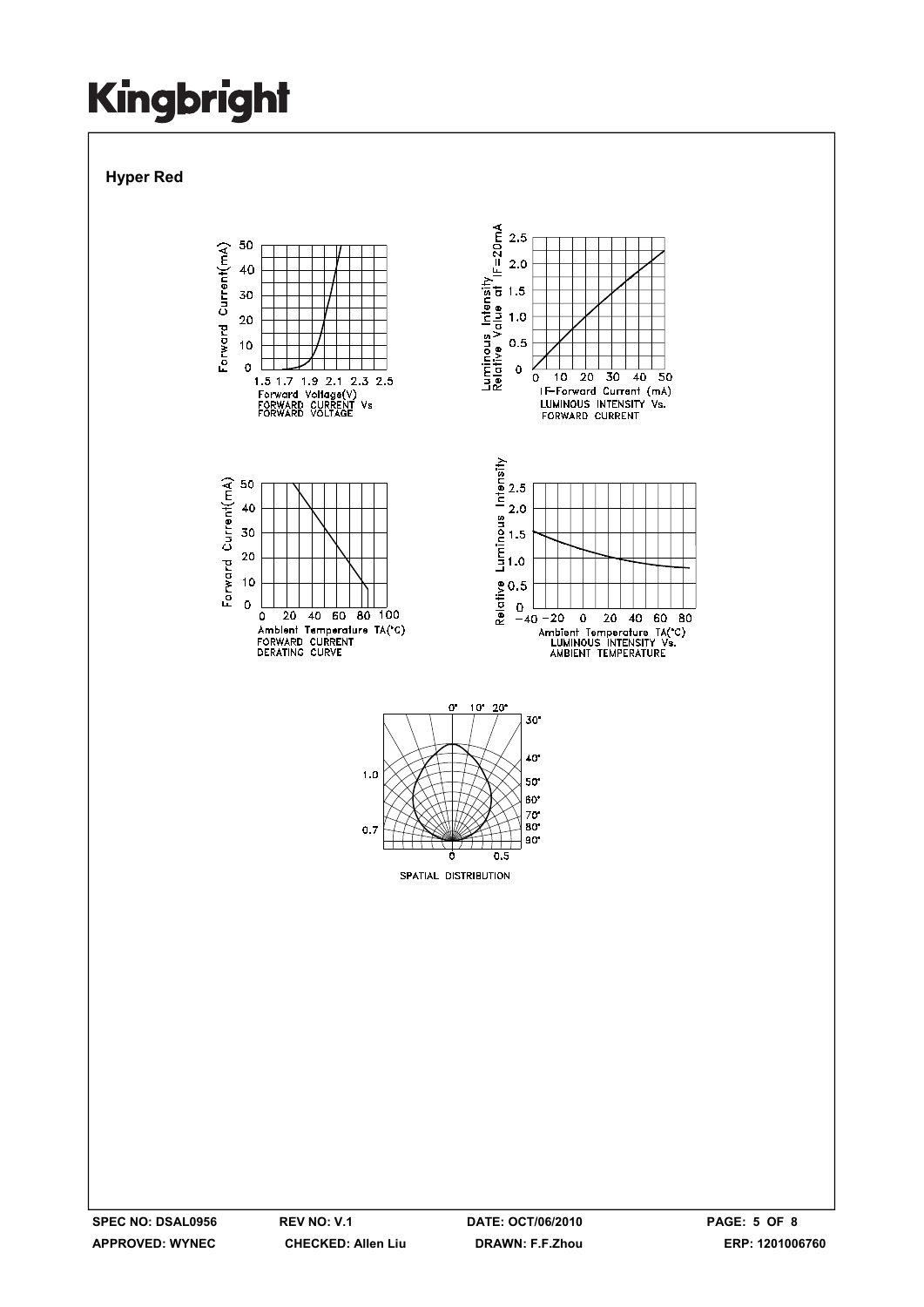**Hyper Red**

FORWARD CURRENT Vs FORWARD VOLTAGE

LUMINOUS INTENSITY Vs. FORWARD CURRENT

FORWARD CURRENT DERATING CURVE

LUMINOUS INTENSITY Vs. AMBIENT TEMPERATURE

SPATIAL DISTRIBUTION

SPEC NO: DSAL0956 | REV NO: V.1 | DATE: OCT/06/2010 | PAGE: 5 OF 8

APPROVED: WYNEC | CHECKED: Allen Liu | DRAWN: F.F.Zhou | ERP: 1201006760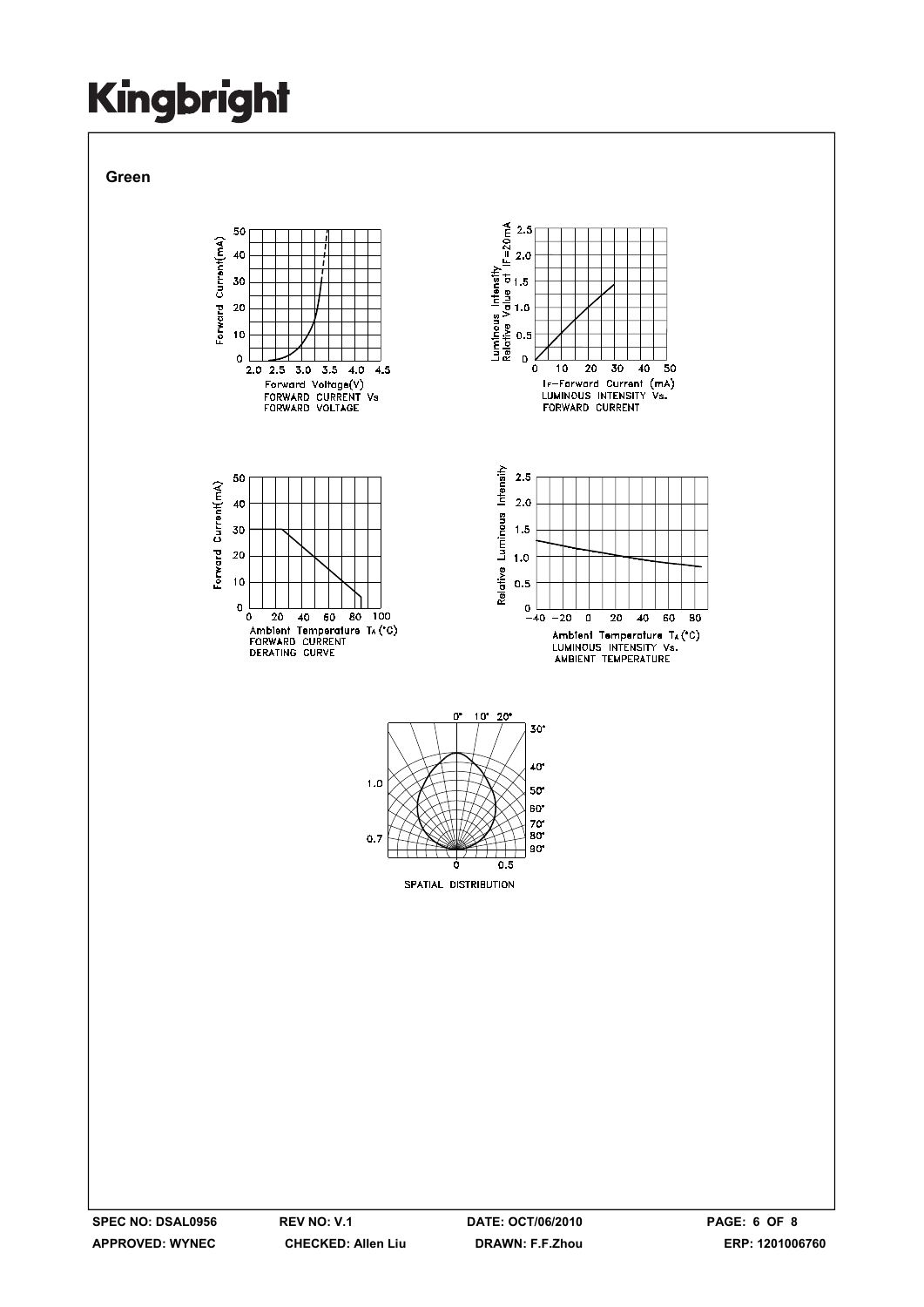**Green**

Forward Current(mA)

Forward Voltage(V)
FORWARD CURRENT Vs
FORWARD VOLTAGE

Luminous Intensity
Relative Value at IF=20mA

IF-Forward Current (mA)
LUMINOUS INTENSITY Vs.
FORWARD CURRENT

Forward Current(mA)

Ambient Temperature TA (°C)
FORWARD CURRENT
DERATING CURVE

Relative Luminous Intensity

Ambient Temperature TA (°C)
LUMINOUS INTENSITY Vs.
AMBIENT TEMPERATURE

SPATIAL DISTRIBUTION

SPEC NO: DSAL0956 REV NO: V.1 DATE: OCT/06/2010
APPROVED: WYNEC CHECKED: Allen Liu DRAWN: F.F.Zhou ERP: 1201006760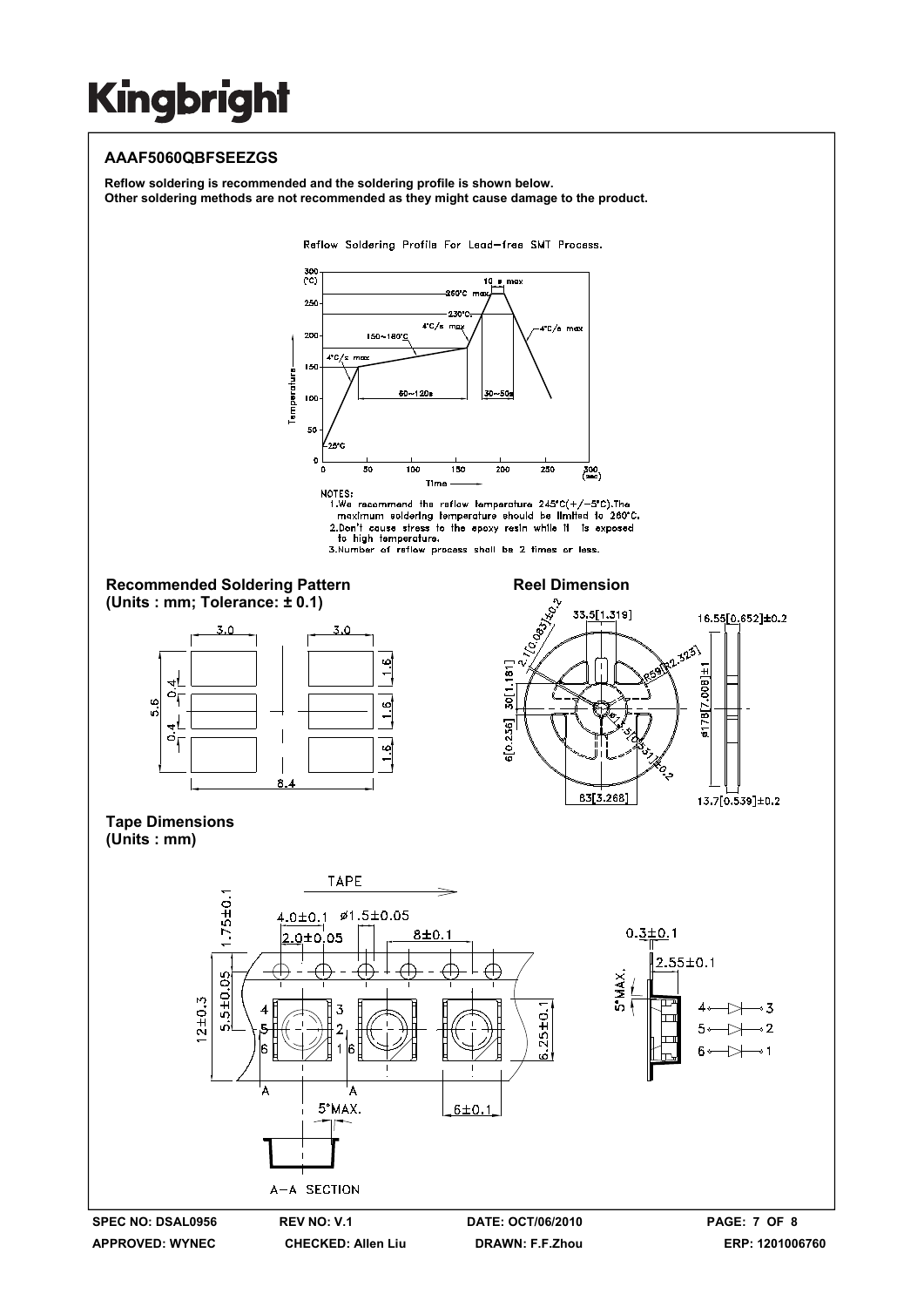## AAAF5060QBFSEEZGS

**Reflow soldering is recommended and the soldering profile is shown below.**
**Other soldering methods are not recommended as they might cause damage to the product.**

Reflow Soldering Profile For Lead-free SMT Process.

NOTES:
1. We recommend the reflow temperature 245°C(+/-5°C).The maximum soldering temperature should be limited to 260°C.
2. Don't cause stress to the epoxy resin while it is exposed to high temperature.
3. Number of reflow process shall be 2 times or less.

### Recommended Soldering Pattern
### (Units : mm; Tolerance: ± 0.1)

### Reel Dimension

### Tape Dimensions
### (Units : mm)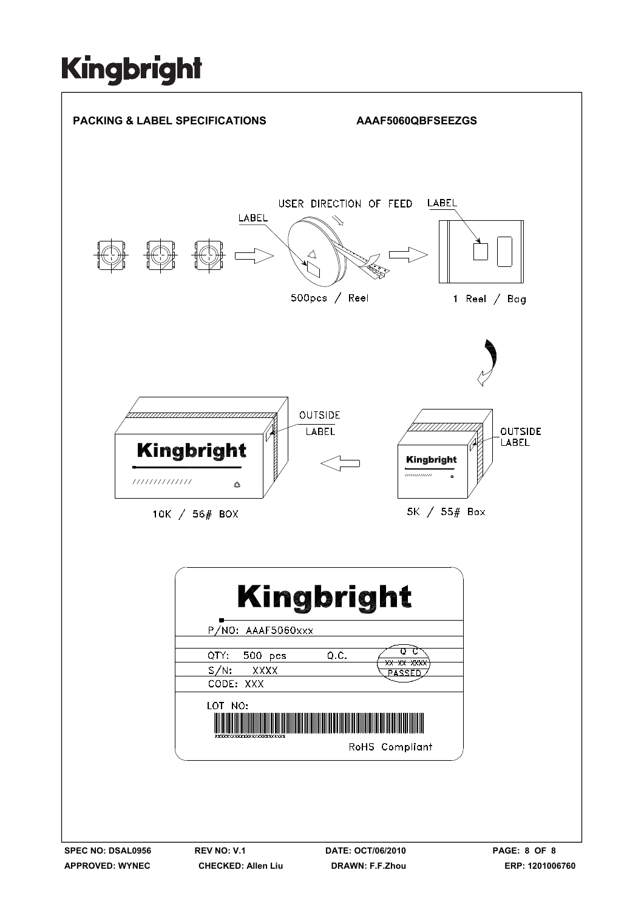**PACKING & LABEL SPECIFICATIONS** **AAAF5060QBFSEEZGS**

USER DIRECTION OF FEED

LABEL

LABEL

500pcs / Reel

1 Reel / Bag

OUTSIDE LABEL

OUTSIDE LABEL

10K / 56# BOX

5K / 55# Box

Kingbright

P/NO: AAAF5060xxx

QTY: 500 pcs Q.C.

S/N: XXXX

CODE: XXX

LOT NO:

RoHS Compliant

SPEC NO: DSAL0956 REV NO: V.1 DATE: OCT/06/2010

APPROVED: WYNEC CHECKED: Allen Liu DRAWN: F.F.Zhou ERP: 1201006760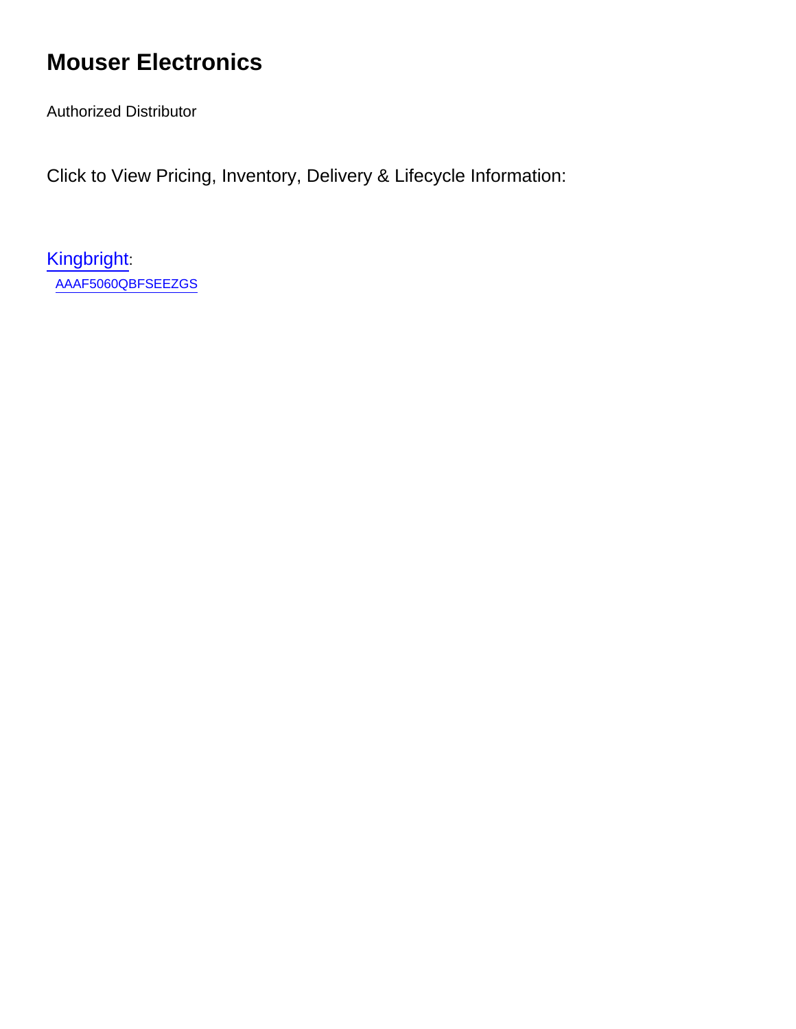# Mouser Electronics

Authorized Distributor

Click to View Pricing, Inventory, Delivery & Lifecycle Information:

Kingbright:

AAAF5060QBFSEEZGS